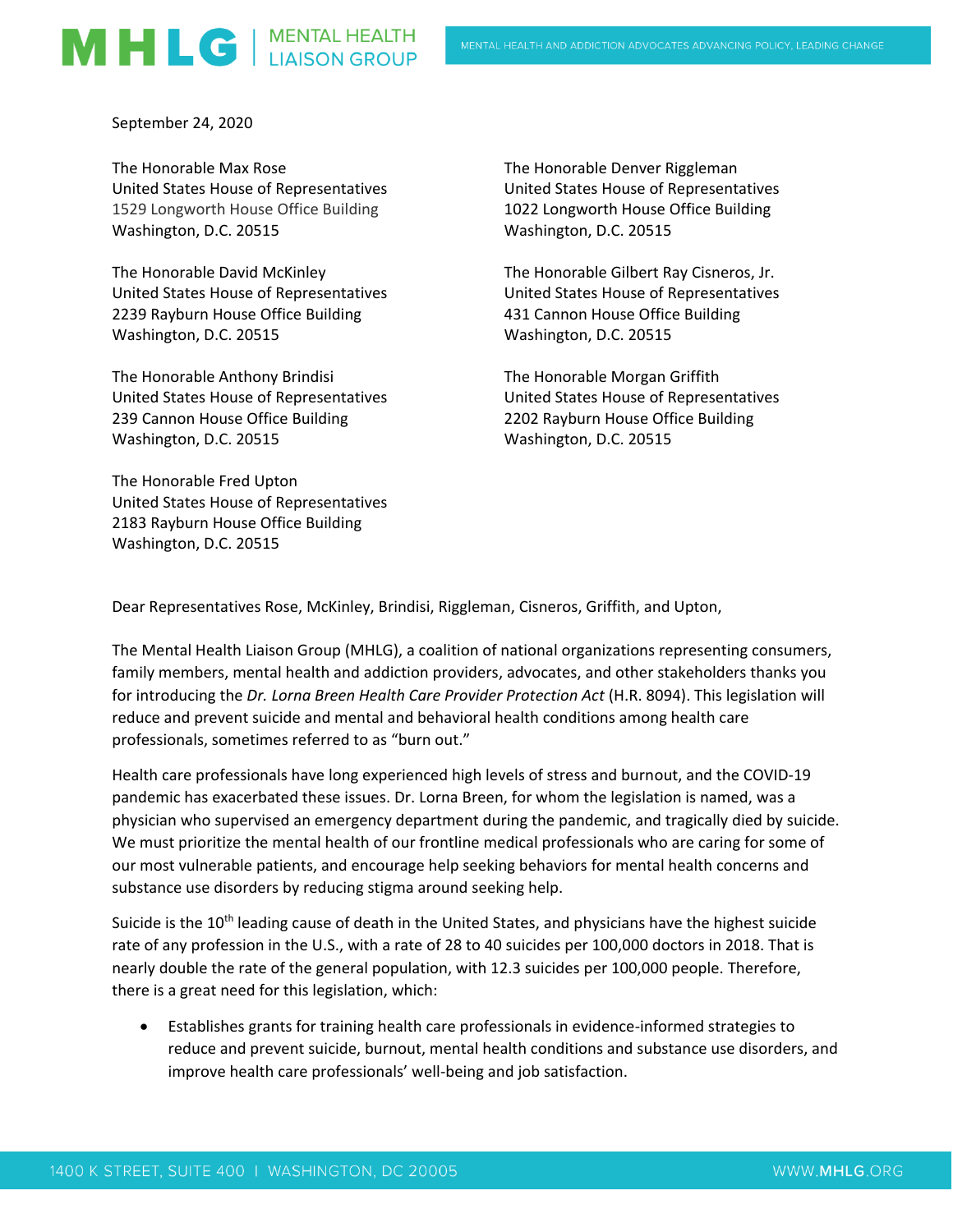**MHLG** | MENTAL HEALTH LIAISON GROUP

MENTAL HEALTH AND ADDICTION ADVOCATES ADVANCING POLICY, LEADING CHANGE

September 24, 2020

The Honorable Max Rose
United States House of Representatives
1529 Longworth House Office Building
Washington, D.C. 20515

The Honorable David McKinley
United States House of Representatives
2239 Rayburn House Office Building
Washington, D.C. 20515

The Honorable Anthony Brindisi
United States House of Representatives
239 Cannon House Office Building
Washington, D.C. 20515

The Honorable Fred Upton
United States House of Representatives
2183 Rayburn House Office Building
Washington, D.C. 20515

The Honorable Denver Riggleman
United States House of Representatives
1022 Longworth House Office Building
Washington, D.C. 20515

The Honorable Gilbert Ray Cisneros, Jr.
United States House of Representatives
431 Cannon House Office Building
Washington, D.C. 20515

The Honorable Morgan Griffith
United States House of Representatives
2202 Rayburn House Office Building
Washington, D.C. 20515

Dear Representatives Rose, McKinley, Brindisi, Riggleman, Cisneros, Griffith, and Upton,

The Mental Health Liaison Group (MHLG), a coalition of national organizations representing consumers, family members, mental health and addiction providers, advocates, and other stakeholders thanks you for introducing the *Dr. Lorna Breen Health Care Provider Protection Act* (H.R. 8094). This legislation will reduce and prevent suicide and mental and behavioral health conditions among health care professionals, sometimes referred to as "burn out."

Health care professionals have long experienced high levels of stress and burnout, and the COVID-19 pandemic has exacerbated these issues. Dr. Lorna Breen, for whom the legislation is named, was a physician who supervised an emergency department during the pandemic, and tragically died by suicide. We must prioritize the mental health of our frontline medical professionals who are caring for some of our most vulnerable patients, and encourage help seeking behaviors for mental health concerns and substance use disorders by reducing stigma around seeking help.

Suicide is the 10th leading cause of death in the United States, and physicians have the highest suicide rate of any profession in the U.S., with a rate of 28 to 40 suicides per 100,000 doctors in 2018. That is nearly double the rate of the general population, with 12.3 suicides per 100,000 people. Therefore, there is a great need for this legislation, which:

- Establishes grants for training health care professionals in evidence-informed strategies to reduce and prevent suicide, burnout, mental health conditions and substance use disorders, and improve health care professionals' well-being and job satisfaction.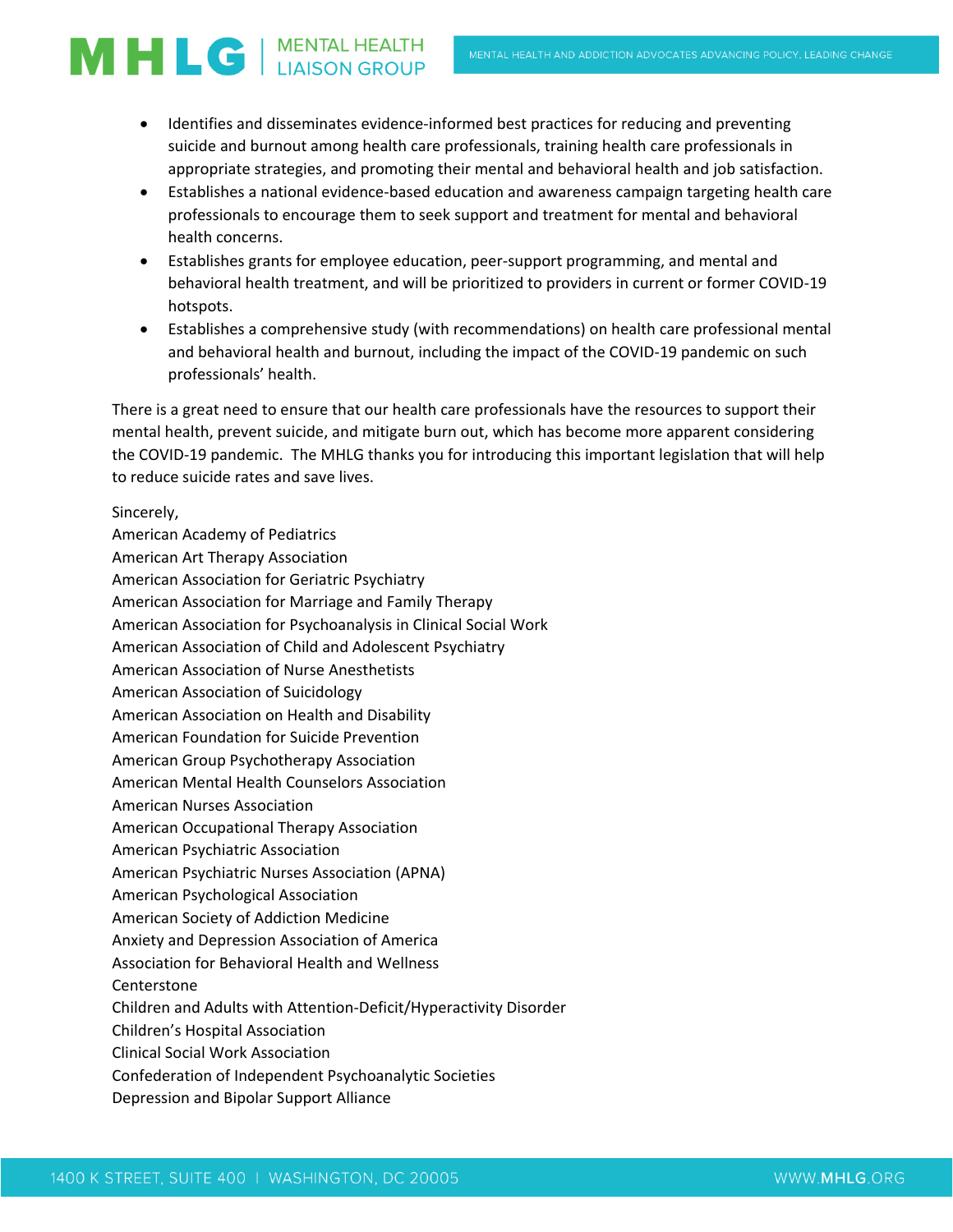- Identifies and disseminates evidence-informed best practices for reducing and preventing suicide and burnout among health care professionals, training health care professionals in appropriate strategies, and promoting their mental and behavioral health and job satisfaction.
- Establishes a national evidence-based education and awareness campaign targeting health care professionals to encourage them to seek support and treatment for mental and behavioral health concerns.
- Establishes grants for employee education, peer-support programming, and mental and behavioral health treatment, and will be prioritized to providers in current or former COVID-19 hotspots.
- Establishes a comprehensive study (with recommendations) on health care professional mental and behavioral health and burnout, including the impact of the COVID-19 pandemic on such professionals' health.

There is a great need to ensure that our health care professionals have the resources to support their mental health, prevent suicide, and mitigate burn out, which has become more apparent considering the COVID-19 pandemic. The MHLG thanks you for introducing this important legislation that will help to reduce suicide rates and save lives.

Sincerely,
American Academy of Pediatrics
American Art Therapy Association
American Association for Geriatric Psychiatry
American Association for Marriage and Family Therapy
American Association for Psychoanalysis in Clinical Social Work
American Association of Child and Adolescent Psychiatry
American Association of Nurse Anesthetists
American Association of Suicidology
American Association on Health and Disability
American Foundation for Suicide Prevention
American Group Psychotherapy Association
American Mental Health Counselors Association
American Nurses Association
American Occupational Therapy Association
American Psychiatric Association
American Psychiatric Nurses Association (APNA)
American Psychological Association
American Society of Addiction Medicine
Anxiety and Depression Association of America
Association for Behavioral Health and Wellness
Centerstone
Children and Adults with Attention-Deficit/Hyperactivity Disorder
Children's Hospital Association
Clinical Social Work Association
Confederation of Independent Psychoanalytic Societies
Depression and Bipolar Support Alliance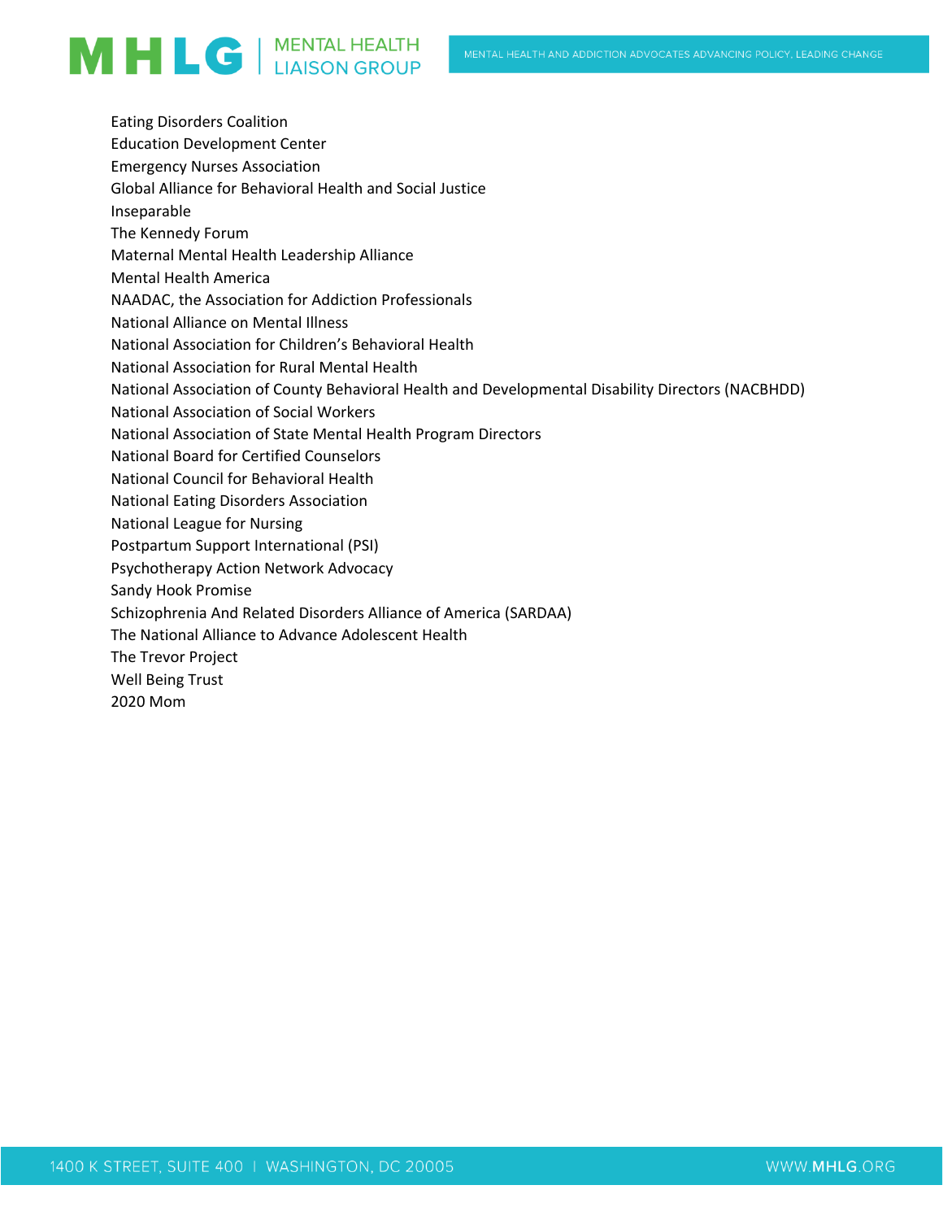Eating Disorders Coalition
Education Development Center
Emergency Nurses Association
Global Alliance for Behavioral Health and Social Justice
Inseparable
The Kennedy Forum
Maternal Mental Health Leadership Alliance
Mental Health America
NAADAC, the Association for Addiction Professionals
National Alliance on Mental Illness
National Association for Children's Behavioral Health
National Association for Rural Mental Health
National Association of County Behavioral Health and Developmental Disability Directors (NACBHDD)
National Association of Social Workers
National Association of State Mental Health Program Directors
National Board for Certified Counselors
National Council for Behavioral Health
National Eating Disorders Association
National League for Nursing
Postpartum Support International (PSI)
Psychotherapy Action Network Advocacy
Sandy Hook Promise
Schizophrenia And Related Disorders Alliance of America (SARDAA)
The National Alliance to Advance Adolescent Health
The Trevor Project
Well Being Trust
2020 Mom